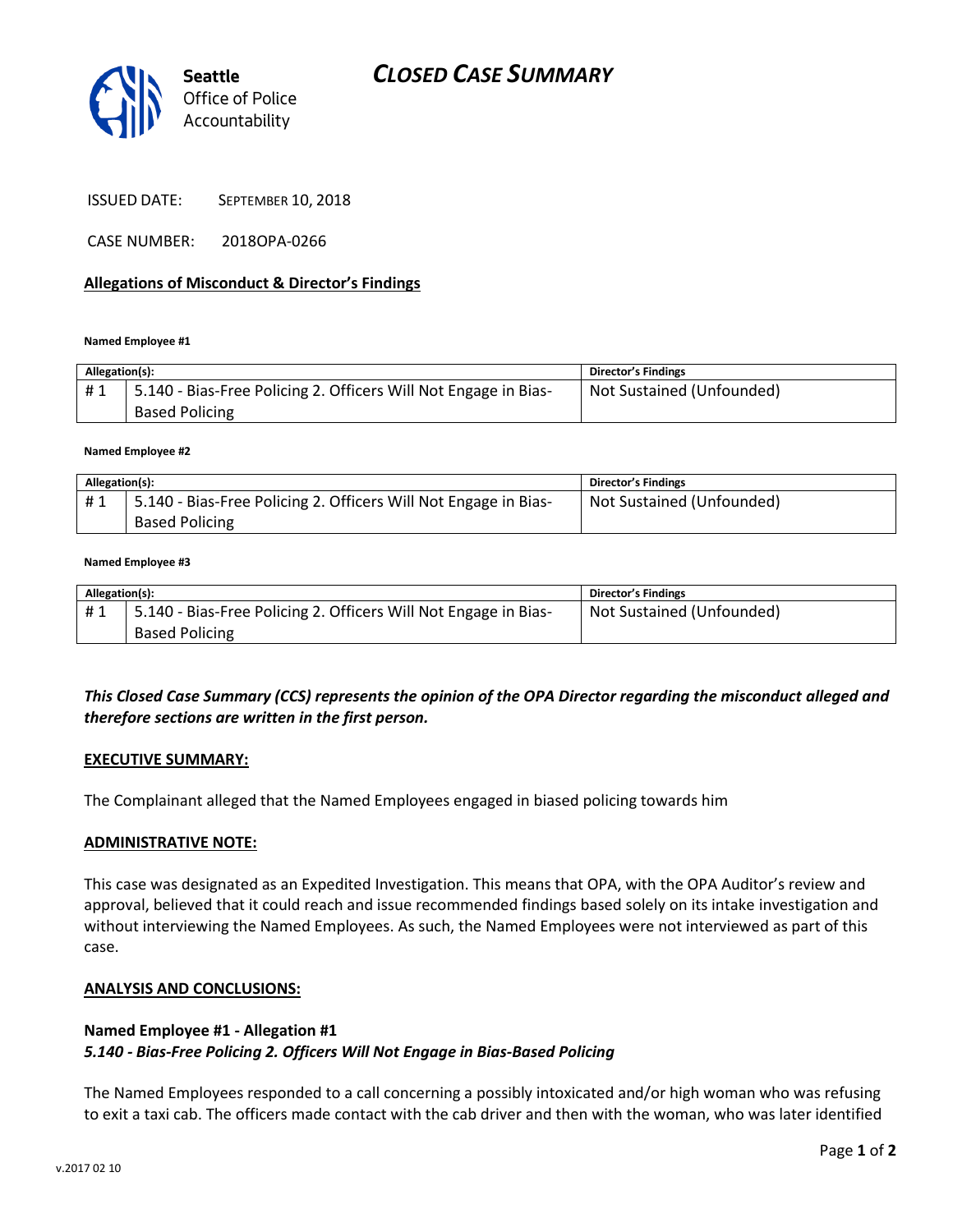Seattle
Office of Police
Accountability

# CLOSED CASE SUMMARY

ISSUED DATE: SEPTEMBER 10, 2018

CASE NUMBER: 2018OPA-0266

## Allegations of Misconduct & Director's Findings

**Named Employee #1**

| Allegation(s): | | Director's Findings |
|---|---|---|
| # 1 | 5.140 - Bias-Free Policing 2. Officers Will Not Engage in Bias-Based Policing | Not Sustained (Unfounded) |

**Named Employee #2**

| Allegation(s): | | Director's Findings |
|---|---|---|
| # 1 | 5.140 - Bias-Free Policing 2. Officers Will Not Engage in Bias-Based Policing | Not Sustained (Unfounded) |

**Named Employee #3**

| Allegation(s): | | Director's Findings |
|---|---|---|
| # 1 | 5.140 - Bias-Free Policing 2. Officers Will Not Engage in Bias-Based Policing | Not Sustained (Unfounded) |

***This Closed Case Summary (CCS) represents the opinion of the OPA Director regarding the misconduct alleged and therefore sections are written in the first person.***

**EXECUTIVE SUMMARY:**

The Complainant alleged that the Named Employees engaged in biased policing towards him

**ADMINISTRATIVE NOTE:**

This case was designated as an Expedited Investigation. This means that OPA, with the OPA Auditor's review and approval, believed that it could reach and issue recommended findings based solely on its intake investigation and without interviewing the Named Employees. As such, the Named Employees were not interviewed as part of this case.

**ANALYSIS AND CONCLUSIONS:**

**Named Employee #1 - Allegation #1**
***5.140 - Bias-Free Policing 2. Officers Will Not Engage in Bias-Based Policing***

The Named Employees responded to a call concerning a possibly intoxicated and/or high woman who was refusing to exit a taxi cab. The officers made contact with the cab driver and then with the woman, who was later identified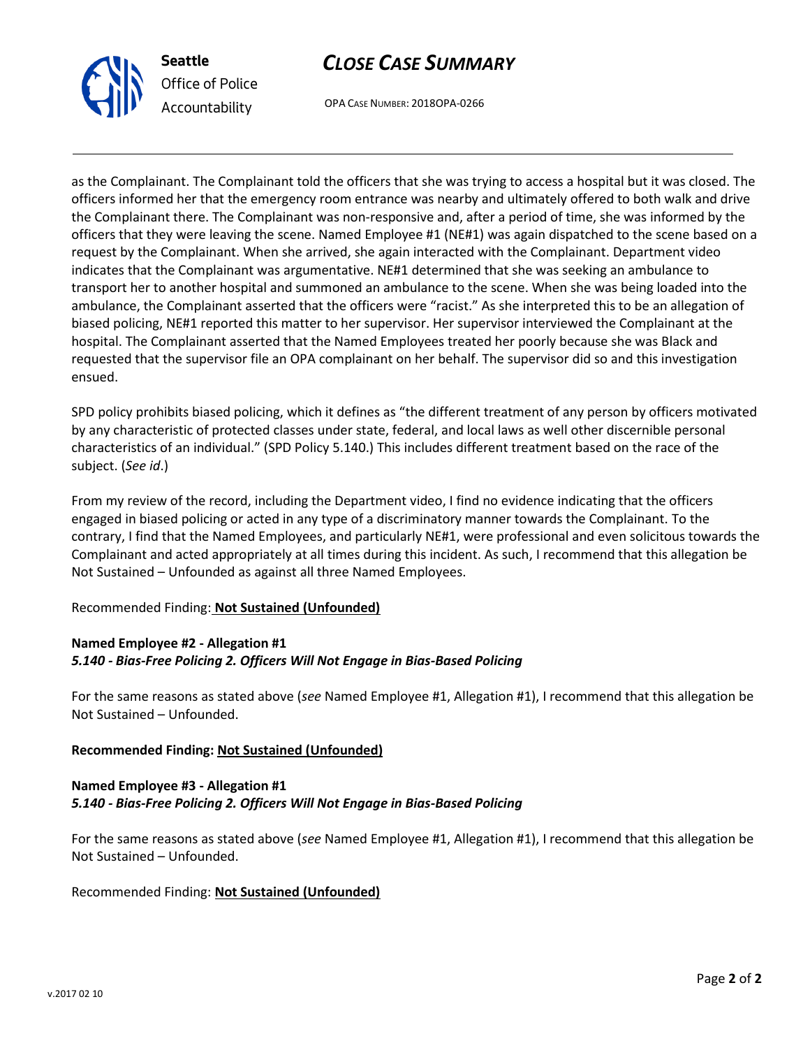as the Complainant. The Complainant told the officers that she was trying to access a hospital but it was closed. The officers informed her that the emergency room entrance was nearby and ultimately offered to both walk and drive the Complainant there. The Complainant was non-responsive and, after a period of time, she was informed by the officers that they were leaving the scene. Named Employee #1 (NE#1) was again dispatched to the scene based on a request by the Complainant. When she arrived, she again interacted with the Complainant. Department video indicates that the Complainant was argumentative. NE#1 determined that she was seeking an ambulance to transport her to another hospital and summoned an ambulance to the scene. When she was being loaded into the ambulance, the Complainant asserted that the officers were "racist." As she interpreted this to be an allegation of biased policing, NE#1 reported this matter to her supervisor. Her supervisor interviewed the Complainant at the hospital. The Complainant asserted that the Named Employees treated her poorly because she was Black and requested that the supervisor file an OPA complainant on her behalf. The supervisor did so and this investigation ensued.

SPD policy prohibits biased policing, which it defines as "the different treatment of any person by officers motivated by any characteristic of protected classes under state, federal, and local laws as well other discernible personal characteristics of an individual." (SPD Policy 5.140.) This includes different treatment based on the race of the subject. (*See id*.)

From my review of the record, including the Department video, I find no evidence indicating that the officers engaged in biased policing or acted in any type of a discriminatory manner towards the Complainant. To the contrary, I find that the Named Employees, and particularly NE#1, were professional and even solicitous towards the Complainant and acted appropriately at all times during this incident. As such, I recommend that this allegation be Not Sustained – Unfounded as against all three Named Employees.

Recommended Finding: **Not Sustained (Unfounded)**

**Named Employee #2 - Allegation #1**
***5.140 - Bias-Free Policing 2. Officers Will Not Engage in Bias-Based Policing***

For the same reasons as stated above (*see* Named Employee #1, Allegation #1), I recommend that this allegation be Not Sustained – Unfounded.

**Recommended Finding: Not Sustained (Unfounded)**

**Named Employee #3 - Allegation #1**
***5.140 - Bias-Free Policing 2. Officers Will Not Engage in Bias-Based Policing***

For the same reasons as stated above (*see* Named Employee #1, Allegation #1), I recommend that this allegation be Not Sustained – Unfounded.

Recommended Finding: **Not Sustained (Unfounded)**